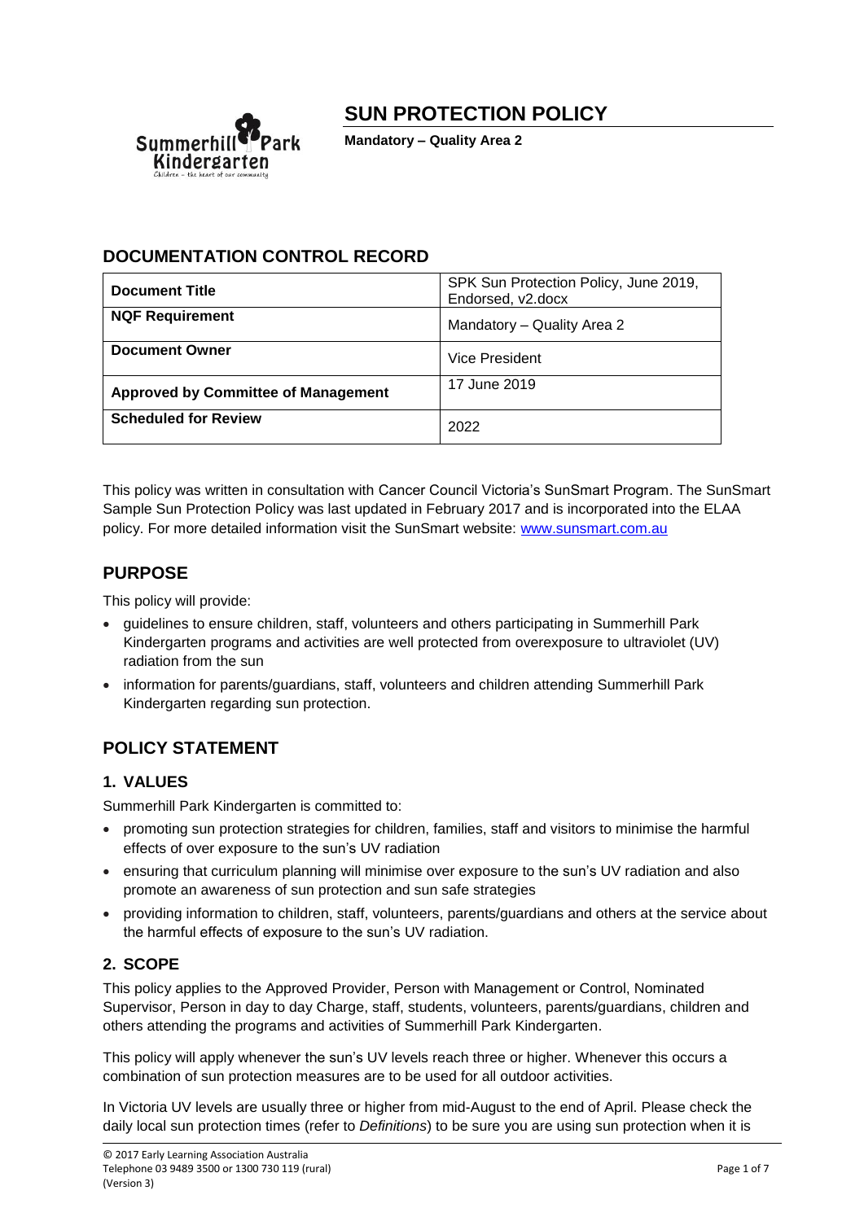# SUN PROTECTION POLICY

**Mandatory – Quality Area 2**

## DOCUMENTATION CONTROL RECORD

| **Document Title** | SPK Sun Protection Policy, June 2019, Endorsed, v2.docx |
| --- | --- |
| **NQF Requirement** | Mandatory – Quality Area 2 |
| **Document Owner** | Vice President |
| **Approved by Committee of Management** | 17 June 2019 |
| **Scheduled for Review** | 2022 |

This policy was written in consultation with Cancer Council Victoria's SunSmart Program. The SunSmart Sample Sun Protection Policy was last updated in February 2017 and is incorporated into the ELAA policy. For more detailed information visit the SunSmart website: www.sunsmart.com.au

## PURPOSE

This policy will provide:

- guidelines to ensure children, staff, volunteers and others participating in Summerhill Park Kindergarten programs and activities are well protected from overexposure to ultraviolet (UV) radiation from the sun
- information for parents/guardians, staff, volunteers and children attending Summerhill Park Kindergarten regarding sun protection.

## POLICY STATEMENT

### 1. VALUES

Summerhill Park Kindergarten is committed to:

- promoting sun protection strategies for children, families, staff and visitors to minimise the harmful effects of over exposure to the sun's UV radiation
- ensuring that curriculum planning will minimise over exposure to the sun's UV radiation and also promote an awareness of sun protection and sun safe strategies
- providing information to children, staff, volunteers, parents/guardians and others at the service about the harmful effects of exposure to the sun's UV radiation.

### 2. SCOPE

This policy applies to the Approved Provider, Person with Management or Control, Nominated Supervisor, Person in day to day Charge, staff, students, volunteers, parents/guardians, children and others attending the programs and activities of Summerhill Park Kindergarten.

This policy will apply whenever the sun's UV levels reach three or higher. Whenever this occurs a combination of sun protection measures are to be used for all outdoor activities.

In Victoria UV levels are usually three or higher from mid-August to the end of April. Please check the daily local sun protection times (refer to *Definitions*) to be sure you are using sun protection when it is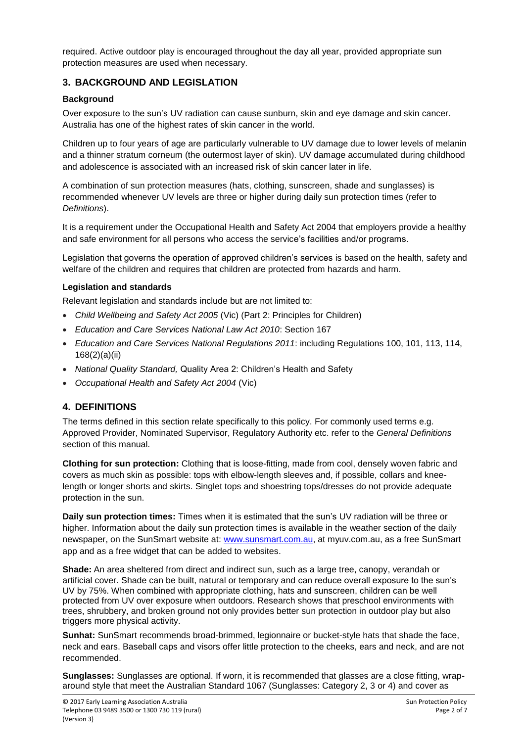required. Active outdoor play is encouraged throughout the day all year, provided appropriate sun protection measures are used when necessary.

## 3. BACKGROUND AND LEGISLATION

### Background

Over exposure to the sun's UV radiation can cause sunburn, skin and eye damage and skin cancer. Australia has one of the highest rates of skin cancer in the world.

Children up to four years of age are particularly vulnerable to UV damage due to lower levels of melanin and a thinner stratum corneum (the outermost layer of skin). UV damage accumulated during childhood and adolescence is associated with an increased risk of skin cancer later in life.

A combination of sun protection measures (hats, clothing, sunscreen, shade and sunglasses) is recommended whenever UV levels are three or higher during daily sun protection times (refer to *Definitions*).

It is a requirement under the Occupational Health and Safety Act 2004 that employers provide a healthy and safe environment for all persons who access the service's facilities and/or programs.

Legislation that governs the operation of approved children's services is based on the health, safety and welfare of the children and requires that children are protected from hazards and harm.

### Legislation and standards

Relevant legislation and standards include but are not limited to:

- *Child Wellbeing and Safety Act 2005* (Vic) (Part 2: Principles for Children)
- *Education and Care Services National Law Act 2010*: Section 167
- *Education and Care Services National Regulations 2011*: including Regulations 100, 101, 113, 114, 168(2)(a)(ii)
- *National Quality Standard,* Quality Area 2: Children's Health and Safety
- *Occupational Health and Safety Act 2004* (Vic)

## 4. DEFINITIONS

The terms defined in this section relate specifically to this policy. For commonly used terms e.g. Approved Provider, Nominated Supervisor, Regulatory Authority etc. refer to the *General Definitions* section of this manual.

**Clothing for sun protection:** Clothing that is loose-fitting, made from cool, densely woven fabric and covers as much skin as possible: tops with elbow-length sleeves and, if possible, collars and knee-length or longer shorts and skirts. Singlet tops and shoestring tops/dresses do not provide adequate protection in the sun.

**Daily sun protection times:** Times when it is estimated that the sun's UV radiation will be three or higher. Information about the daily sun protection times is available in the weather section of the daily newspaper, on the SunSmart website at: www.sunsmart.com.au, at myuv.com.au, as a free SunSmart app and as a free widget that can be added to websites.

**Shade:** An area sheltered from direct and indirect sun, such as a large tree, canopy, verandah or artificial cover. Shade can be built, natural or temporary and can reduce overall exposure to the sun's UV by 75%. When combined with appropriate clothing, hats and sunscreen, children can be well protected from UV over exposure when outdoors. Research shows that preschool environments with trees, shrubbery, and broken ground not only provides better sun protection in outdoor play but also triggers more physical activity.

**Sunhat:** SunSmart recommends broad-brimmed, legionnaire or bucket-style hats that shade the face, neck and ears. Baseball caps and visors offer little protection to the cheeks, ears and neck, and are not recommended.

**Sunglasses:** Sunglasses are optional. If worn, it is recommended that glasses are a close fitting, wrap-around style that meet the Australian Standard 1067 (Sunglasses: Category 2, 3 or 4) and cover as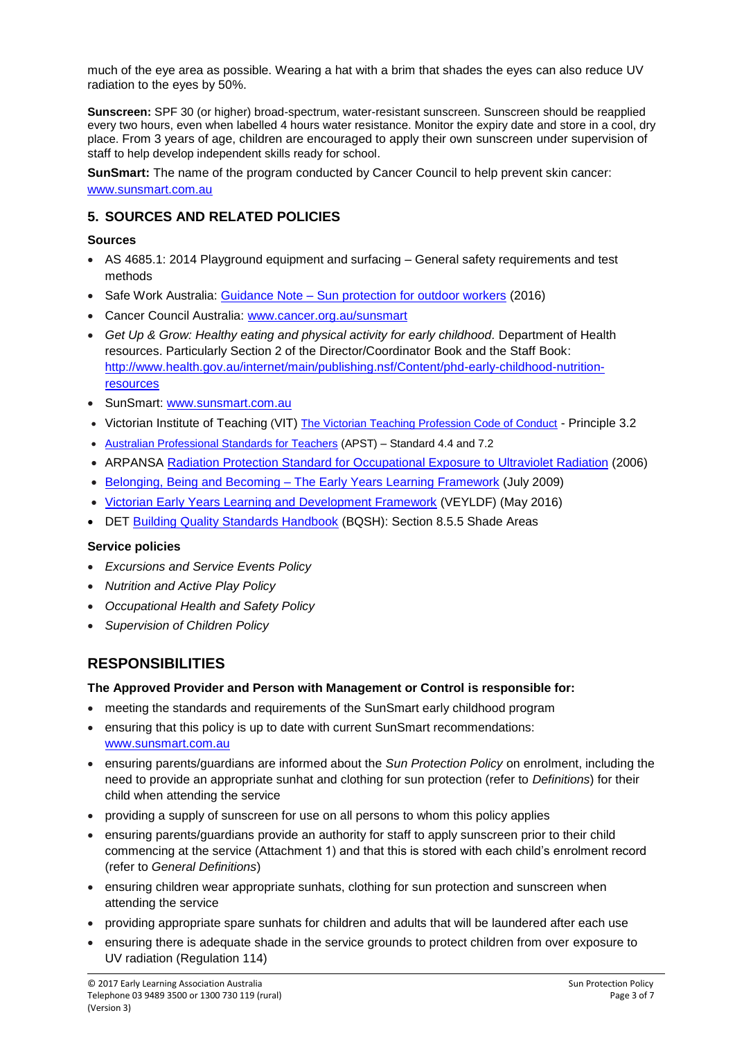much of the eye area as possible. Wearing a hat with a brim that shades the eyes can also reduce UV radiation to the eyes by 50%.

**Sunscreen:** SPF 30 (or higher) broad-spectrum, water-resistant sunscreen. Sunscreen should be reapplied every two hours, even when labelled 4 hours water resistance. Monitor the expiry date and store in a cool, dry place. From 3 years of age, children are encouraged to apply their own sunscreen under supervision of staff to help develop independent skills ready for school.

**SunSmart:** The name of the program conducted by Cancer Council to help prevent skin cancer: [www.sunsmart.com.au](www.sunsmart.com.au)

## 5. SOURCES AND RELATED POLICIES

### Sources

- AS 4685.1: 2014 Playground equipment and surfacing – General safety requirements and test methods
- Safe Work Australia: Guidance Note – Sun protection for outdoor workers (2016)
- Cancer Council Australia: www.cancer.org.au/sunsmart
- *Get Up & Grow: Healthy eating and physical activity for early childhood.* Department of Health resources. Particularly Section 2 of the Director/Coordinator Book and the Staff Book: http://www.health.gov.au/internet/main/publishing.nsf/Content/phd-early-childhood-nutrition-resources
- SunSmart: www.sunsmart.com.au
- Victorian Institute of Teaching (VIT) The Victorian Teaching Profession Code of Conduct - Principle 3.2
- Australian Professional Standards for Teachers (APST) – Standard 4.4 and 7.2
- ARPANSA Radiation Protection Standard for Occupational Exposure to Ultraviolet Radiation (2006)
- Belonging, Being and Becoming – The Early Years Learning Framework (July 2009)
- Victorian Early Years Learning and Development Framework (VEYLDF) (May 2016)
- DET Building Quality Standards Handbook (BQSH): Section 8.5.5 Shade Areas

### Service policies

- *Excursions and Service Events Policy*
- *Nutrition and Active Play Policy*
- *Occupational Health and Safety Policy*
- *Supervision of Children Policy*

# RESPONSIBILITIES

**The Approved Provider and Person with Management or Control is responsible for:**

- meeting the standards and requirements of the SunSmart early childhood program
- ensuring that this policy is up to date with current SunSmart recommendations: www.sunsmart.com.au
- ensuring parents/guardians are informed about the *Sun Protection Policy* on enrolment, including the need to provide an appropriate sunhat and clothing for sun protection (refer to *Definitions*) for their child when attending the service
- providing a supply of sunscreen for use on all persons to whom this policy applies
- ensuring parents/guardians provide an authority for staff to apply sunscreen prior to their child commencing at the service (Attachment 1) and that this is stored with each child's enrolment record (refer to *General Definitions*)
- ensuring children wear appropriate sunhats, clothing for sun protection and sunscreen when attending the service
- providing appropriate spare sunhats for children and adults that will be laundered after each use
- ensuring there is adequate shade in the service grounds to protect children from over exposure to UV radiation (Regulation 114)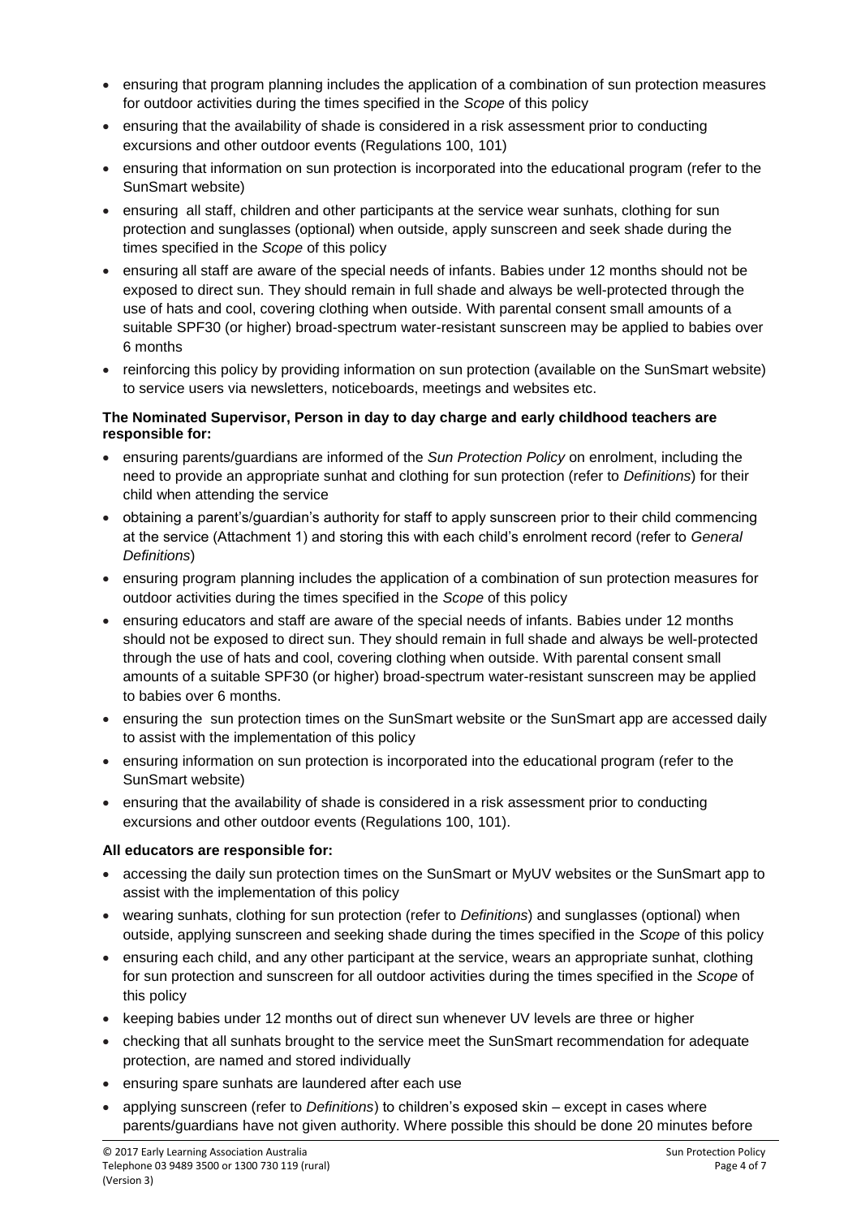- ensuring that program planning includes the application of a combination of sun protection measures for outdoor activities during the times specified in the *Scope* of this policy
- ensuring that the availability of shade is considered in a risk assessment prior to conducting excursions and other outdoor events (Regulations 100, 101)
- ensuring that information on sun protection is incorporated into the educational program (refer to the SunSmart website)
- ensuring all staff, children and other participants at the service wear sunhats, clothing for sun protection and sunglasses (optional) when outside, apply sunscreen and seek shade during the times specified in the *Scope* of this policy
- ensuring all staff are aware of the special needs of infants. Babies under 12 months should not be exposed to direct sun. They should remain in full shade and always be well-protected through the use of hats and cool, covering clothing when outside. With parental consent small amounts of a suitable SPF30 (or higher) broad-spectrum water-resistant sunscreen may be applied to babies over 6 months
- reinforcing this policy by providing information on sun protection (available on the SunSmart website) to service users via newsletters, noticeboards, meetings and websites etc.

**The Nominated Supervisor, Person in day to day charge and early childhood teachers are responsible for:**

- ensuring parents/guardians are informed of the *Sun Protection Policy* on enrolment, including the need to provide an appropriate sunhat and clothing for sun protection (refer to *Definitions*) for their child when attending the service
- obtaining a parent's/guardian's authority for staff to apply sunscreen prior to their child commencing at the service (Attachment 1) and storing this with each child's enrolment record (refer to *General Definitions*)
- ensuring program planning includes the application of a combination of sun protection measures for outdoor activities during the times specified in the *Scope* of this policy
- ensuring educators and staff are aware of the special needs of infants. Babies under 12 months should not be exposed to direct sun. They should remain in full shade and always be well-protected through the use of hats and cool, covering clothing when outside. With parental consent small amounts of a suitable SPF30 (or higher) broad-spectrum water-resistant sunscreen may be applied to babies over 6 months.
- ensuring the sun protection times on the SunSmart website or the SunSmart app are accessed daily to assist with the implementation of this policy
- ensuring information on sun protection is incorporated into the educational program (refer to the SunSmart website)
- ensuring that the availability of shade is considered in a risk assessment prior to conducting excursions and other outdoor events (Regulations 100, 101).

**All educators are responsible for:**

- accessing the daily sun protection times on the SunSmart or MyUV websites or the SunSmart app to assist with the implementation of this policy
- wearing sunhats, clothing for sun protection (refer to *Definitions*) and sunglasses (optional) when outside, applying sunscreen and seeking shade during the times specified in the *Scope* of this policy
- ensuring each child, and any other participant at the service, wears an appropriate sunhat, clothing for sun protection and sunscreen for all outdoor activities during the times specified in the *Scope* of this policy
- keeping babies under 12 months out of direct sun whenever UV levels are three or higher
- checking that all sunhats brought to the service meet the SunSmart recommendation for adequate protection, are named and stored individually
- ensuring spare sunhats are laundered after each use
- applying sunscreen (refer to *Definitions*) to children's exposed skin – except in cases where parents/guardians have not given authority. Where possible this should be done 20 minutes before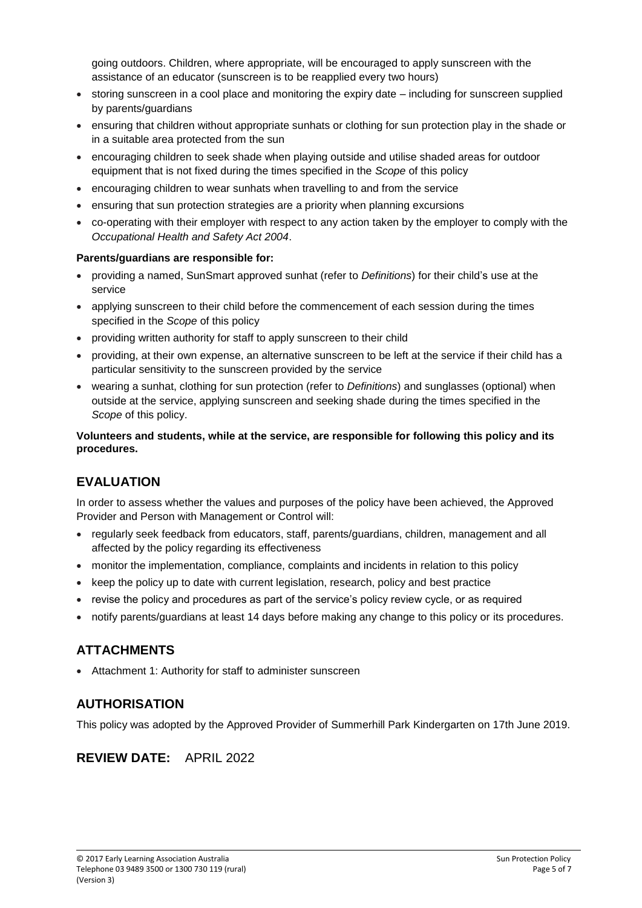going outdoors. Children, where appropriate, will be encouraged to apply sunscreen with the assistance of an educator (sunscreen is to be reapplied every two hours)

- storing sunscreen in a cool place and monitoring the expiry date – including for sunscreen supplied by parents/guardians
- ensuring that children without appropriate sunhats or clothing for sun protection play in the shade or in a suitable area protected from the sun
- encouraging children to seek shade when playing outside and utilise shaded areas for outdoor equipment that is not fixed during the times specified in the *Scope* of this policy
- encouraging children to wear sunhats when travelling to and from the service
- ensuring that sun protection strategies are a priority when planning excursions
- co-operating with their employer with respect to any action taken by the employer to comply with the *Occupational Health and Safety Act 2004*.

**Parents/guardians are responsible for:**

- providing a named, SunSmart approved sunhat (refer to *Definitions*) for their child's use at the service
- applying sunscreen to their child before the commencement of each session during the times specified in the *Scope* of this policy
- providing written authority for staff to apply sunscreen to their child
- providing, at their own expense, an alternative sunscreen to be left at the service if their child has a particular sensitivity to the sunscreen provided by the service
- wearing a sunhat, clothing for sun protection (refer to *Definitions*) and sunglasses (optional) when outside at the service, applying sunscreen and seeking shade during the times specified in the *Scope* of this policy.

**Volunteers and students, while at the service, are responsible for following this policy and its procedures.**

## EVALUATION

In order to assess whether the values and purposes of the policy have been achieved, the Approved Provider and Person with Management or Control will:

- regularly seek feedback from educators, staff, parents/guardians, children, management and all affected by the policy regarding its effectiveness
- monitor the implementation, compliance, complaints and incidents in relation to this policy
- keep the policy up to date with current legislation, research, policy and best practice
- revise the policy and procedures as part of the service's policy review cycle, or as required
- notify parents/guardians at least 14 days before making any change to this policy or its procedures.

## ATTACHMENTS

- Attachment 1: Authority for staff to administer sunscreen

## AUTHORISATION

This policy was adopted by the Approved Provider of Summerhill Park Kindergarten on 17th June 2019.

## REVIEW DATE: APRIL 2022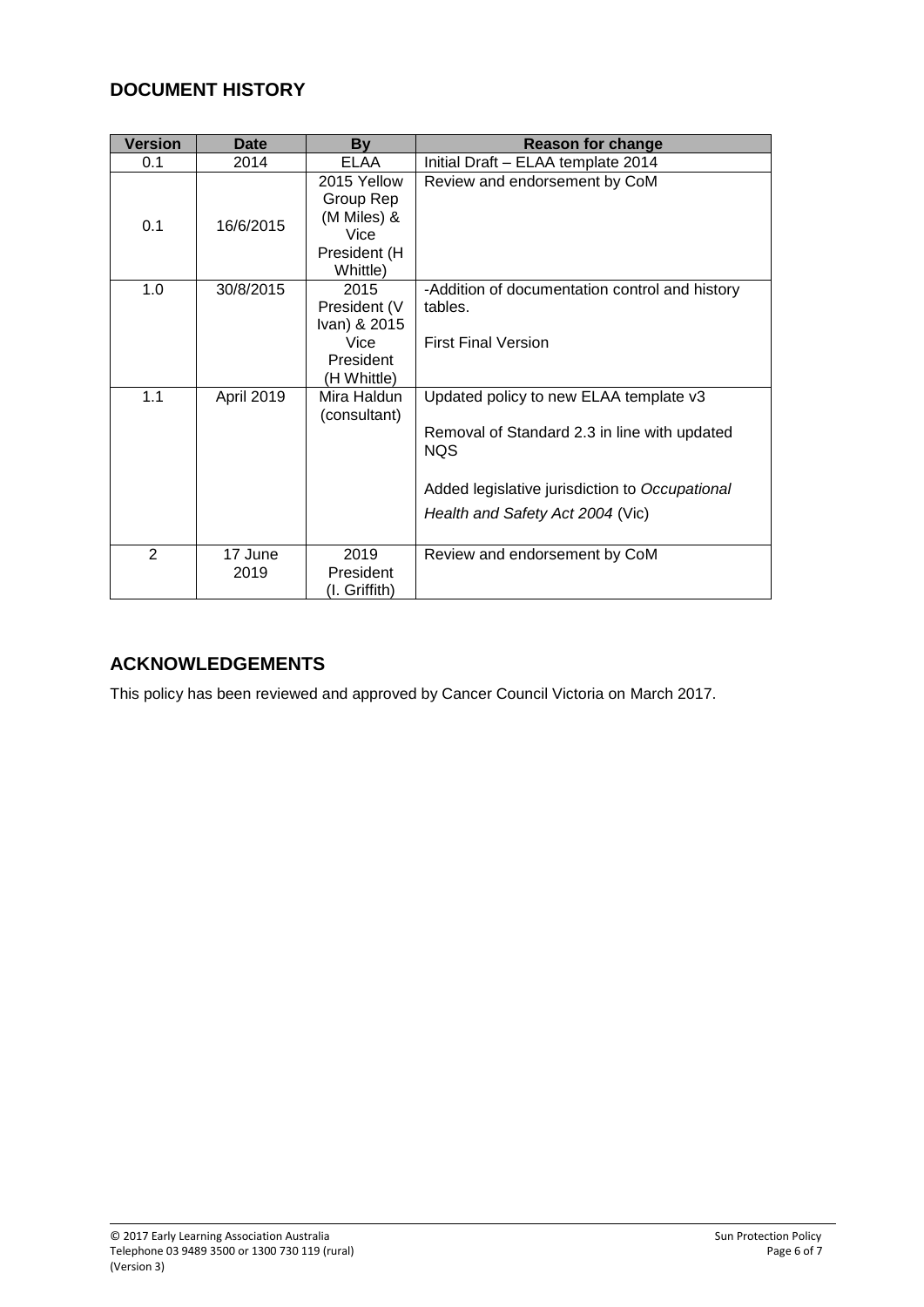## DOCUMENT HISTORY

| Version | Date | By | Reason for change |
|---|---|---|---|
| 0.1 | 2014 | ELAA | Initial Draft – ELAA template 2014 |
| 0.1 | 16/6/2015 | 2015 Yellow Group Rep (M Miles) & Vice President (H Whittle) | Review and endorsement by CoM |
| 1.0 | 30/8/2015 | 2015 President (V Ivan) & 2015 Vice President (H Whittle) | -Addition of documentation control and history tables.<br><br>First Final Version |
| 1.1 | April 2019 | Mira Haldun (consultant) | Updated policy to new ELAA template v3<br><br>Removal of Standard 2.3 in line with updated NQS<br><br>Added legislative jurisdiction to *Occupational Health and Safety Act 2004* (Vic) |
| 2 | 17 June 2019 | 2019 President (I. Griffith) | Review and endorsement by CoM |

## ACKNOWLEDGEMENTS

This policy has been reviewed and approved by Cancer Council Victoria on March 2017.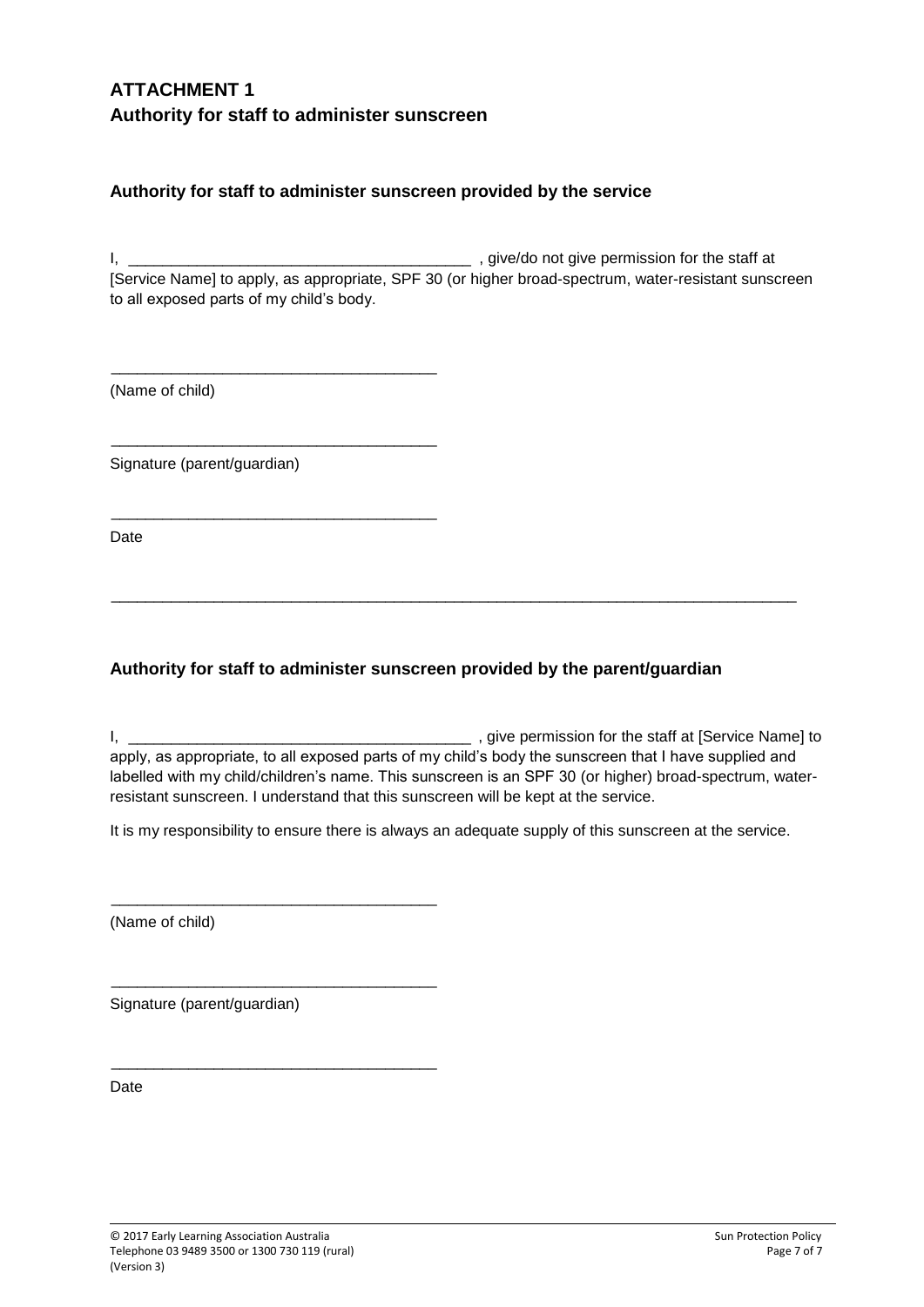# ATTACHMENT 1
## Authority for staff to administer sunscreen

### Authority for staff to administer sunscreen provided by the service

I, ________________________________________ , give/do not give permission for the staff at [Service Name] to apply, as appropriate, SPF 30 (or higher broad-spectrum, water-resistant sunscreen to all exposed parts of my child's body.

______________________________________
(Name of child)

______________________________________
Signature (parent/guardian)

______________________________________
Date

---

### Authority for staff to administer sunscreen provided by the parent/guardian

I, ________________________________________ , give permission for the staff at [Service Name] to apply, as appropriate, to all exposed parts of my child's body the sunscreen that I have supplied and labelled with my child/children's name. This sunscreen is an SPF 30 (or higher) broad-spectrum, water-resistant sunscreen. I understand that this sunscreen will be kept at the service.

It is my responsibility to ensure there is always an adequate supply of this sunscreen at the service.

______________________________________
(Name of child)

______________________________________
Signature (parent/guardian)

______________________________________
Date